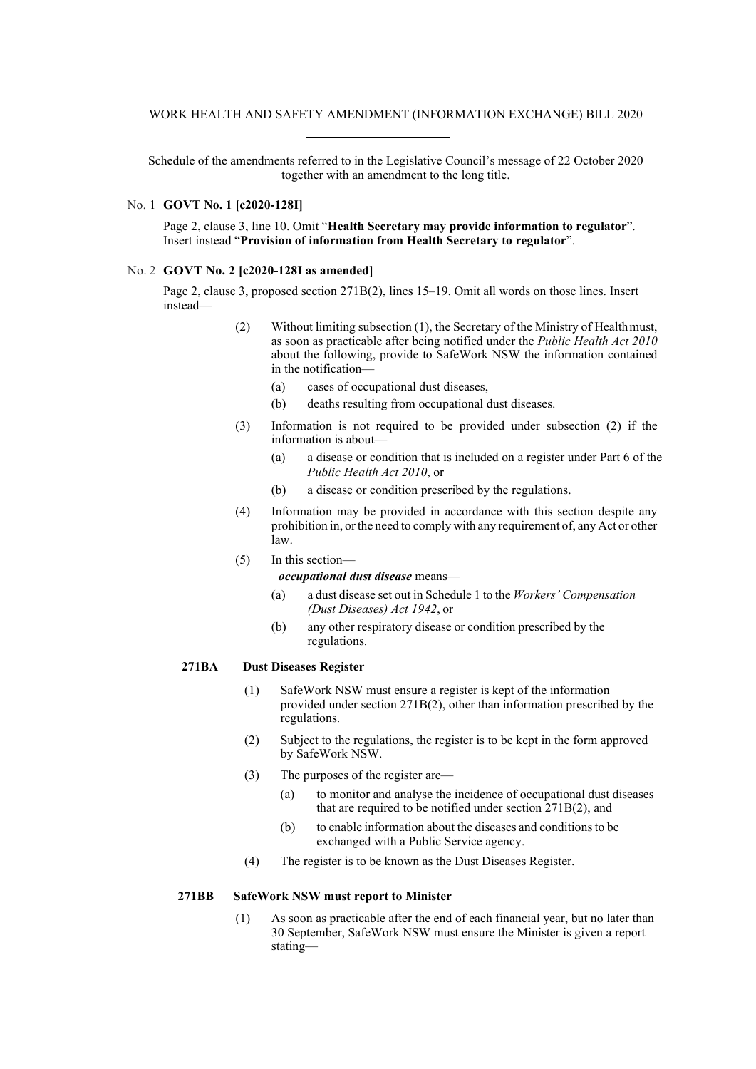WORK HEALTH AND SAFETY AMENDMENT (INFORMATION EXCHANGE) BILL 2020

---

Schedule of the amendments referred to in the Legislative Council's message of 22 October 2020 together with an amendment to the long title.

No. 1 **GOVT No. 1 [c2020-128I]**

Page 2, clause 3, line 10. Omit "**Health Secretary may provide information to regulator**". Insert instead "**Provision of information from Health Secretary to regulator**".

No. 2 **GOVT No. 2 [c2020-128I as amended]**

Page 2, clause 3, proposed section 271B(2), lines 15–19. Omit all words on those lines. Insert instead—

(2) Without limiting subsection (1), the Secretary of the Ministry of Health must, as soon as practicable after being notified under the *Public Health Act 2010* about the following, provide to SafeWork NSW the information contained in the notification—

(a) cases of occupational dust diseases,

(b) deaths resulting from occupational dust diseases.

(3) Information is not required to be provided under subsection (2) if the information is about—

(a) a disease or condition that is included on a register under Part 6 of the *Public Health Act 2010*, or

(b) a disease or condition prescribed by the regulations.

(4) Information may be provided in accordance with this section despite any prohibition in, or the need to comply with any requirement of, any Act or other law.

(5) In this section—

***occupational dust disease*** means—

(a) a dust disease set out in Schedule 1 to the *Workers' Compensation (Dust Diseases) Act 1942*, or

(b) any other respiratory disease or condition prescribed by the regulations.

**271BA Dust Diseases Register**

(1) SafeWork NSW must ensure a register is kept of the information provided under section 271B(2), other than information prescribed by the regulations.

(2) Subject to the regulations, the register is to be kept in the form approved by SafeWork NSW.

(3) The purposes of the register are—

(a) to monitor and analyse the incidence of occupational dust diseases that are required to be notified under section 271B(2), and

(b) to enable information about the diseases and conditions to be exchanged with a Public Service agency.

(4) The register is to be known as the Dust Diseases Register.

**271BB SafeWork NSW must report to Minister**

(1) As soon as practicable after the end of each financial year, but no later than 30 September, SafeWork NSW must ensure the Minister is given a report stating—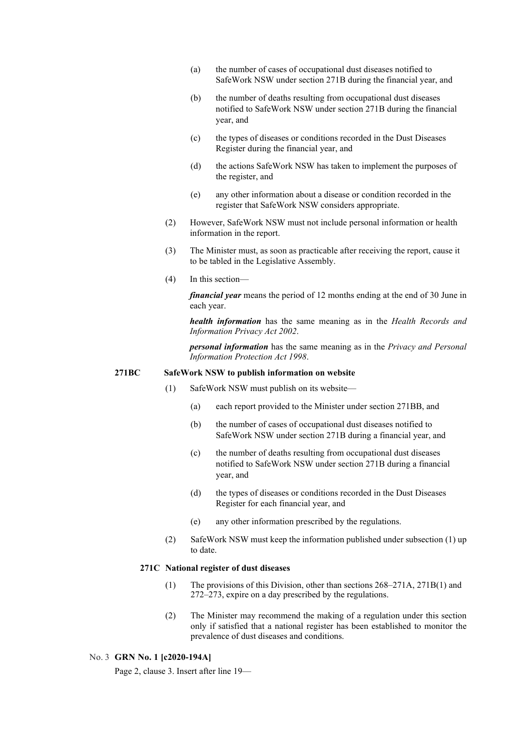(a) the number of cases of occupational dust diseases notified to SafeWork NSW under section 271B during the financial year, and

(b) the number of deaths resulting from occupational dust diseases notified to SafeWork NSW under section 271B during the financial year, and

(c) the types of diseases or conditions recorded in the Dust Diseases Register during the financial year, and

(d) the actions SafeWork NSW has taken to implement the purposes of the register, and

(e) any other information about a disease or condition recorded in the register that SafeWork NSW considers appropriate.

(2) However, SafeWork NSW must not include personal information or health information in the report.

(3) The Minister must, as soon as practicable after receiving the report, cause it to be tabled in the Legislative Assembly.

(4) In this section—

***financial year*** means the period of 12 months ending at the end of 30 June in each year.

***health information*** has the same meaning as in the *Health Records and Information Privacy Act 2002*.

***personal information*** has the same meaning as in the *Privacy and Personal Information Protection Act 1998*.

**271BC SafeWork NSW to publish information on website**

(1) SafeWork NSW must publish on its website—

(a) each report provided to the Minister under section 271BB, and

(b) the number of cases of occupational dust diseases notified to SafeWork NSW under section 271B during a financial year, and

(c) the number of deaths resulting from occupational dust diseases notified to SafeWork NSW under section 271B during a financial year, and

(d) the types of diseases or conditions recorded in the Dust Diseases Register for each financial year, and

(e) any other information prescribed by the regulations.

(2) SafeWork NSW must keep the information published under subsection (1) up to date.

**271C National register of dust diseases**

(1) The provisions of this Division, other than sections 268–271A, 271B(1) and 272–273, expire on a day prescribed by the regulations.

(2) The Minister may recommend the making of a regulation under this section only if satisfied that a national register has been established to monitor the prevalence of dust diseases and conditions.

No. 3 **GRN No. 1 [c2020-194A]**

Page 2, clause 3. Insert after line 19—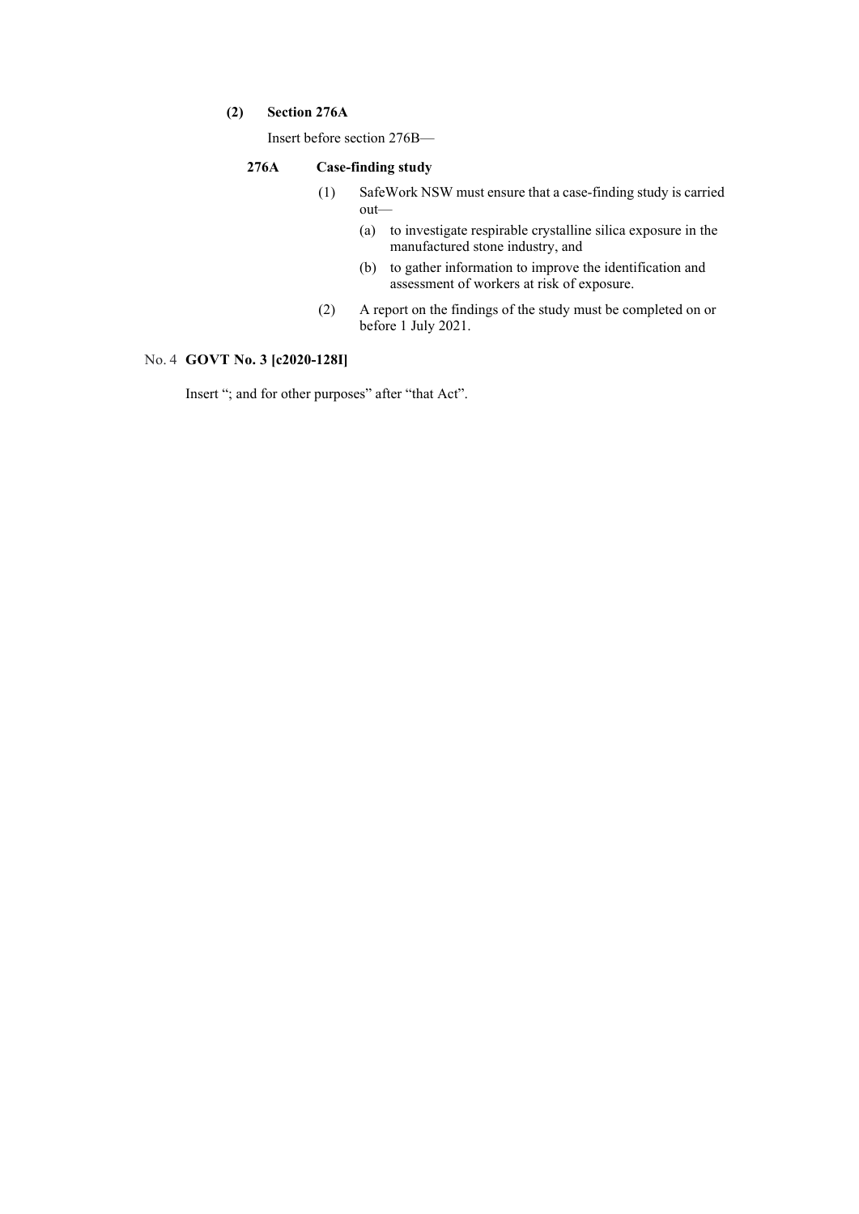**(2) Section 276A**

Insert before section 276B—

**276A Case-finding study**

(1) SafeWork NSW must ensure that a case-finding study is carried out—

(a) to investigate respirable crystalline silica exposure in the manufactured stone industry, and

(b) to gather information to improve the identification and assessment of workers at risk of exposure.

(2) A report on the findings of the study must be completed on or before 1 July 2021.

No. 4 **GOVT No. 3 [c2020-128I]**

Insert "; and for other purposes" after "that Act".